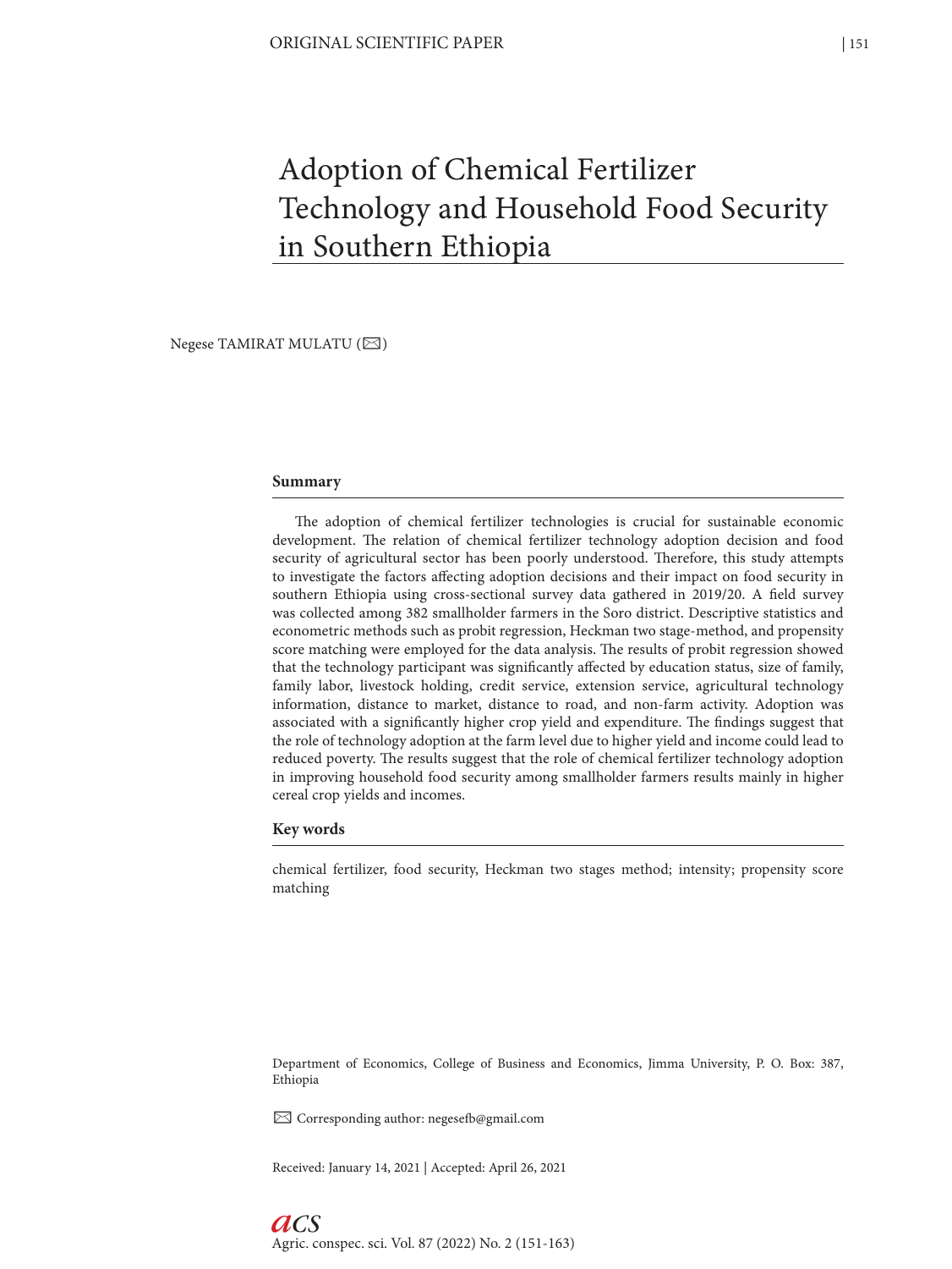# Adoption of Chemical Fertilizer Technology and Household Food Security in Southern Ethiopia

Negese TAMIRAT MULATU (✉)

## Summary

The adoption of chemical fertilizer technologies is crucial for sustainable economic development. The relation of chemical fertilizer technology adoption decision and food security of agricultural sector has been poorly understood. Therefore, this study attempts to investigate the factors affecting adoption decisions and their impact on food security in southern Ethiopia using cross-sectional survey data gathered in 2019/20. A field survey was collected among 382 smallholder farmers in the Soro district. Descriptive statistics and econometric methods such as probit regression, Heckman two stage-method, and propensity score matching were employed for the data analysis. The results of probit regression showed that the technology participant was significantly affected by education status, size of family, family labor, livestock holding, credit service, extension service, agricultural technology information, distance to market, distance to road, and non-farm activity. Adoption was associated with a significantly higher crop yield and expenditure. The findings suggest that the role of technology adoption at the farm level due to higher yield and income could lead to reduced poverty. The results suggest that the role of chemical fertilizer technology adoption in improving household food security among smallholder farmers results mainly in higher cereal crop yields and incomes.

## Key words

chemical fertilizer, food security, Heckman two stages method; intensity; propensity score matching

Department of Economics, College of Business and Economics, Jimma University, P. O. Box: 387, Ethiopia

✉ Corresponding author: negesefb@gmail.com

Received: January 14, 2021 | Accepted: April 26, 2021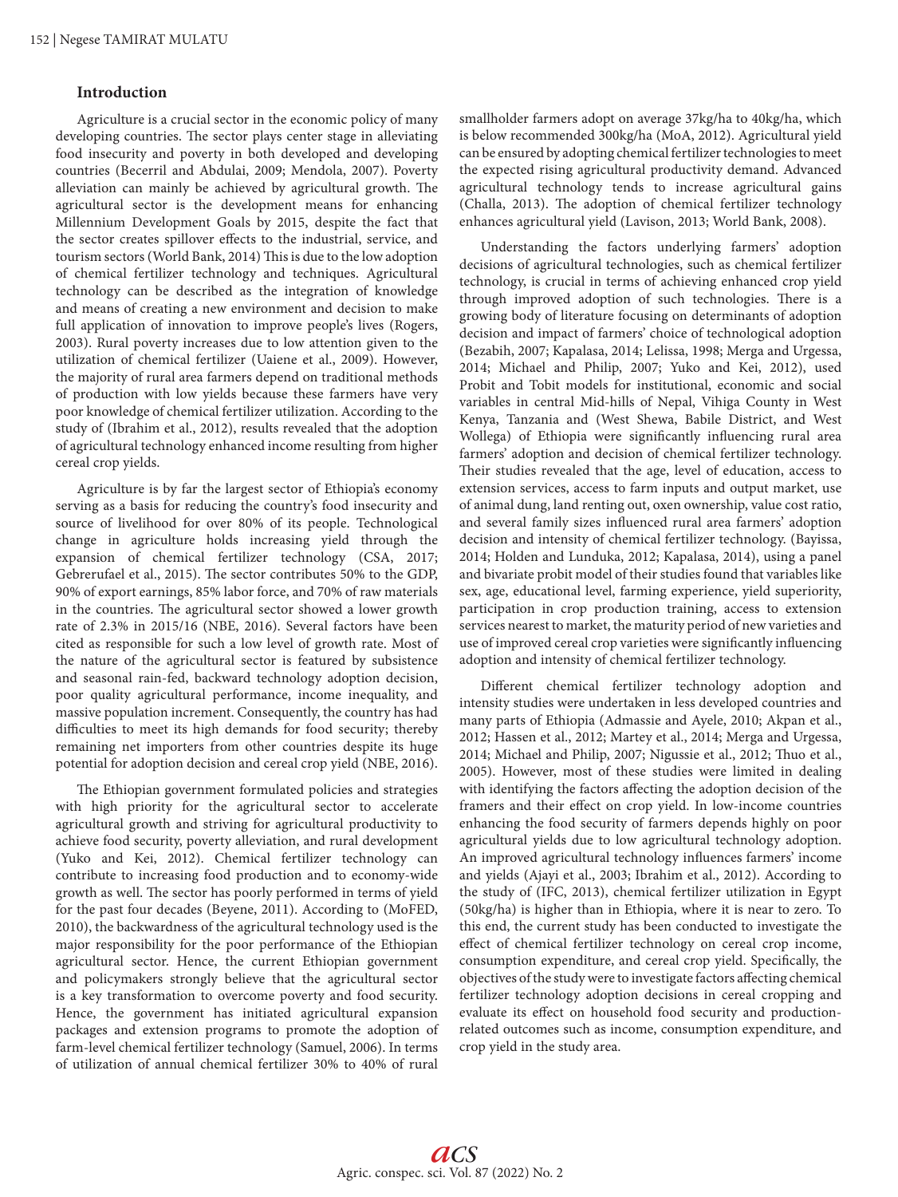## Introduction

Agriculture is a crucial sector in the economic policy of many developing countries. The sector plays center stage in alleviating food insecurity and poverty in both developed and developing countries (Becerril and Abdulai, 2009; Mendola, 2007). Poverty alleviation can mainly be achieved by agricultural growth. The agricultural sector is the development means for enhancing Millennium Development Goals by 2015, despite the fact that the sector creates spillover effects to the industrial, service, and tourism sectors (World Bank, 2014) This is due to the low adoption of chemical fertilizer technology and techniques. Agricultural technology can be described as the integration of knowledge and means of creating a new environment and decision to make full application of innovation to improve people's lives (Rogers, 2003). Rural poverty increases due to low attention given to the utilization of chemical fertilizer (Uaiene et al., 2009). However, the majority of rural area farmers depend on traditional methods of production with low yields because these farmers have very poor knowledge of chemical fertilizer utilization. According to the study of (Ibrahim et al., 2012), results revealed that the adoption of agricultural technology enhanced income resulting from higher cereal crop yields.

Agriculture is by far the largest sector of Ethiopia's economy serving as a basis for reducing the country's food insecurity and source of livelihood for over 80% of its people. Technological change in agriculture holds increasing yield through the expansion of chemical fertilizer technology (CSA, 2017; Gebrerufael et al., 2015). The sector contributes 50% to the GDP, 90% of export earnings, 85% labor force, and 70% of raw materials in the countries. The agricultural sector showed a lower growth rate of 2.3% in 2015/16 (NBE, 2016). Several factors have been cited as responsible for such a low level of growth rate. Most of the nature of the agricultural sector is featured by subsistence and seasonal rain-fed, backward technology adoption decision, poor quality agricultural performance, income inequality, and massive population increment. Consequently, the country has had difficulties to meet its high demands for food security; thereby remaining net importers from other countries despite its huge potential for adoption decision and cereal crop yield (NBE, 2016).

The Ethiopian government formulated policies and strategies with high priority for the agricultural sector to accelerate agricultural growth and striving for agricultural productivity to achieve food security, poverty alleviation, and rural development (Yuko and Kei, 2012). Chemical fertilizer technology can contribute to increasing food production and to economy-wide growth as well. The sector has poorly performed in terms of yield for the past four decades (Beyene, 2011). According to (MoFED, 2010), the backwardness of the agricultural technology used is the major responsibility for the poor performance of the Ethiopian agricultural sector. Hence, the current Ethiopian government and policymakers strongly believe that the agricultural sector is a key transformation to overcome poverty and food security. Hence, the government has initiated agricultural expansion packages and extension programs to promote the adoption of farm-level chemical fertilizer technology (Samuel, 2006). In terms of utilization of annual chemical fertilizer 30% to 40% of rural smallholder farmers adopt on average 37kg/ha to 40kg/ha, which is below recommended 300kg/ha (MoA, 2012). Agricultural yield can be ensured by adopting chemical fertilizer technologies to meet the expected rising agricultural productivity demand. Advanced agricultural technology tends to increase agricultural gains (Challa, 2013). The adoption of chemical fertilizer technology enhances agricultural yield (Lavison, 2013; World Bank, 2008).

Understanding the factors underlying farmers' adoption decisions of agricultural technologies, such as chemical fertilizer technology, is crucial in terms of achieving enhanced crop yield through improved adoption of such technologies. There is a growing body of literature focusing on determinants of adoption decision and impact of farmers' choice of technological adoption (Bezabih, 2007; Kapalasa, 2014; Lelissa, 1998; Merga and Urgessa, 2014; Michael and Philip, 2007; Yuko and Kei, 2012), used Probit and Tobit models for institutional, economic and social variables in central Mid-hills of Nepal, Vihiga County in West Kenya, Tanzania and (West Shewa, Babile District, and West Wollega) of Ethiopia were significantly influencing rural area farmers' adoption and decision of chemical fertilizer technology. Their studies revealed that the age, level of education, access to extension services, access to farm inputs and output market, use of animal dung, land renting out, oxen ownership, value cost ratio, and several family sizes influenced rural area farmers' adoption decision and intensity of chemical fertilizer technology. (Bayissa, 2014; Holden and Lunduka, 2012; Kapalasa, 2014), using a panel and bivariate probit model of their studies found that variables like sex, age, educational level, farming experience, yield superiority, participation in crop production training, access to extension services nearest to market, the maturity period of new varieties and use of improved cereal crop varieties were significantly influencing adoption and intensity of chemical fertilizer technology.

Different chemical fertilizer technology adoption and intensity studies were undertaken in less developed countries and many parts of Ethiopia (Admassie and Ayele, 2010; Akpan et al., 2012; Hassen et al., 2012; Martey et al., 2014; Merga and Urgessa, 2014; Michael and Philip, 2007; Nigussie et al., 2012; Thuo et al., 2005). However, most of these studies were limited in dealing with identifying the factors affecting the adoption decision of the framers and their effect on crop yield. In low-income countries enhancing the food security of farmers depends highly on poor agricultural yields due to low agricultural technology adoption. An improved agricultural technology influences farmers' income and yields (Ajayi et al., 2003; Ibrahim et al., 2012). According to the study of (IFC, 2013), chemical fertilizer utilization in Egypt (50kg/ha) is higher than in Ethiopia, where it is near to zero. To this end, the current study has been conducted to investigate the effect of chemical fertilizer technology on cereal crop income, consumption expenditure, and cereal crop yield. Specifically, the objectives of the study were to investigate factors affecting chemical fertilizer technology adoption decisions in cereal cropping and evaluate its effect on household food security and production-related outcomes such as income, consumption expenditure, and crop yield in the study area.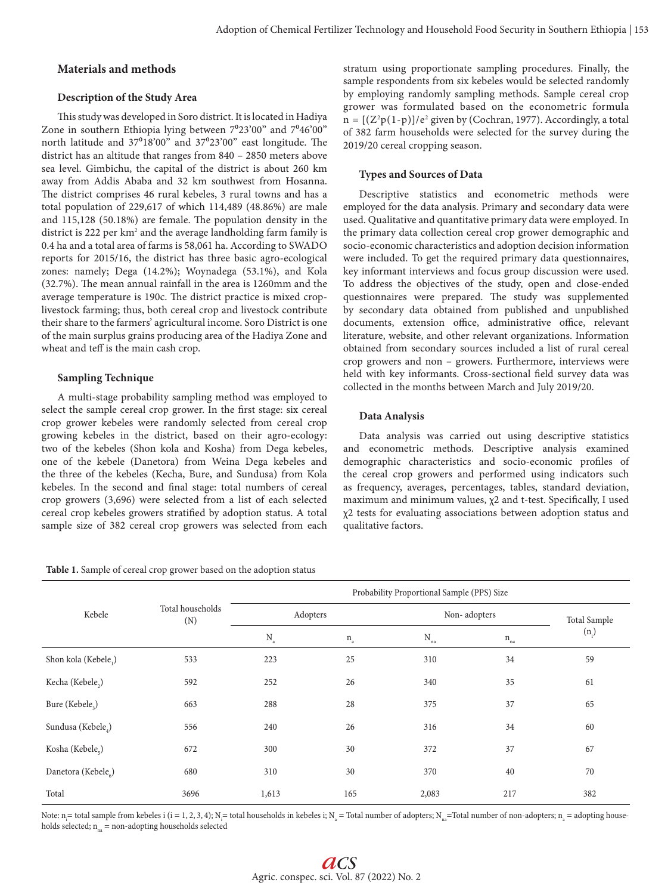## Materials and methods

### Description of the Study Area

This study was developed in Soro district. It is located in Hadiya Zone in southern Ethiopia lying between 7⁰23'00" and 7⁰46'00" north latitude and 37⁰18'00" and 37⁰23'00" east longitude. The district has an altitude that ranges from 840 – 2850 meters above sea level. Gimbichu, the capital of the district is about 260 km away from Addis Ababa and 32 km southwest from Hosanna. The district comprises 46 rural kebeles, 3 rural towns and has a total population of 229,617 of which 114,489 (48.86%) are male and 115,128 (50.18%) are female. The population density in the district is 222 per km$^2$ and the average landholding farm family is 0.4 ha and a total area of farms is 58,061 ha. According to SWADO reports for 2015/16, the district has three basic agro-ecological zones: namely; Dega (14.2%); Woynadega (53.1%), and Kola (32.7%). The mean annual rainfall in the area is 1260mm and the average temperature is 190c. The district practice is mixed crop-livestock farming; thus, both cereal crop and livestock contribute their share to the farmers' agricultural income. Soro District is one of the main surplus grains producing area of the Hadiya Zone and wheat and teff is the main cash crop.

### Sampling Technique

A multi-stage probability sampling method was employed to select the sample cereal crop grower. In the first stage: six cereal crop grower kebeles were randomly selected from cereal crop growing kebeles in the district, based on their agro-ecology: two of the kebeles (Shon kola and Kosha) from Dega kebeles, one of the kebele (Danetora) from Weina Dega kebeles and the three of the kebeles (Kecha, Bure, and Sundusa) from Kola kebeles. In the second and final stage: total numbers of cereal crop growers (3,696) were selected from a list of each selected cereal crop kebeles growers stratified by adoption status. A total sample size of 382 cereal crop growers was selected from each stratum using proportionate sampling procedures. Finally, the sample respondents from six kebeles would be selected randomly by employing randomly sampling methods. Sample cereal crop grower was formulated based on the econometric formula $n = [(Z^2p(1-p)]/e^2$ given by (Cochran, 1977). Accordingly, a total of 382 farm households were selected for the survey during the 2019/20 cereal cropping season.

### Types and Sources of Data

Descriptive statistics and econometric methods were employed for the data analysis. Primary and secondary data were used. Qualitative and quantitative primary data were employed. In the primary data collection cereal crop grower demographic and socio-economic characteristics and adoption decision information were included. To get the required primary data questionnaires, key informant interviews and focus group discussion were used. To address the objectives of the study, open and close-ended questionnaires were prepared. The study was supplemented by secondary data obtained from published and unpublished documents, extension office, administrative office, relevant literature, website, and other relevant organizations. Information obtained from secondary sources included a list of rural cereal crop growers and non – growers. Furthermore, interviews were held with key informants. Cross-sectional field survey data was collected in the months between March and July 2019/20.

### Data Analysis

Data analysis was carried out using descriptive statistics and econometric methods. Descriptive analysis examined demographic characteristics and socio-economic profiles of the cereal crop growers and performed using indicators such as frequency, averages, percentages, tables, standard deviation, maximum and minimum values, $\chi2$ and t-test. Specifically, I used $\chi2$ tests for evaluating associations between adoption status and qualitative factors.

**Table 1.** Sample of cereal crop grower based on the adoption status

| Kebele | Total households (N) | Probability Proportional Sample (PPS) Size | | | | |
|---|---|---|---|---|---|---|
| | | Adopters | | Non- adopters | | Total Sample ($n_i$) |
| | | $N_a$ | $n_a$ | $N_{na}$ | $n_{na}$ | |
| Shon kola (Kebele$_1$) | 533 | 223 | 25 | 310 | 34 | 59 |
| Kecha (Kebele$_2$) | 592 | 252 | 26 | 340 | 35 | 61 |
| Bure (Kebele$_3$) | 663 | 288 | 28 | 375 | 37 | 65 |
| Sundusa (Kebele$_4$) | 556 | 240 | 26 | 316 | 34 | 60 |
| Kosha (Kebele$_5$) | 672 | 300 | 30 | 372 | 37 | 67 |
| Danetora (Kebele$_6$) | 680 | 310 | 30 | 370 | 40 | 70 |
| Total | 3696 | 1,613 | 165 | 2,083 | 217 | 382 |

Note: $n_i$ = total sample from kebeles i (i = 1, 2, 3, 4); $N_i$ = total households in kebeles i; $N_a$ = Total number of adopters; $N_{na}$ =Total number of non-adopters; $n_a$ = adopting households selected; $n_{na}$ = non-adopting households selected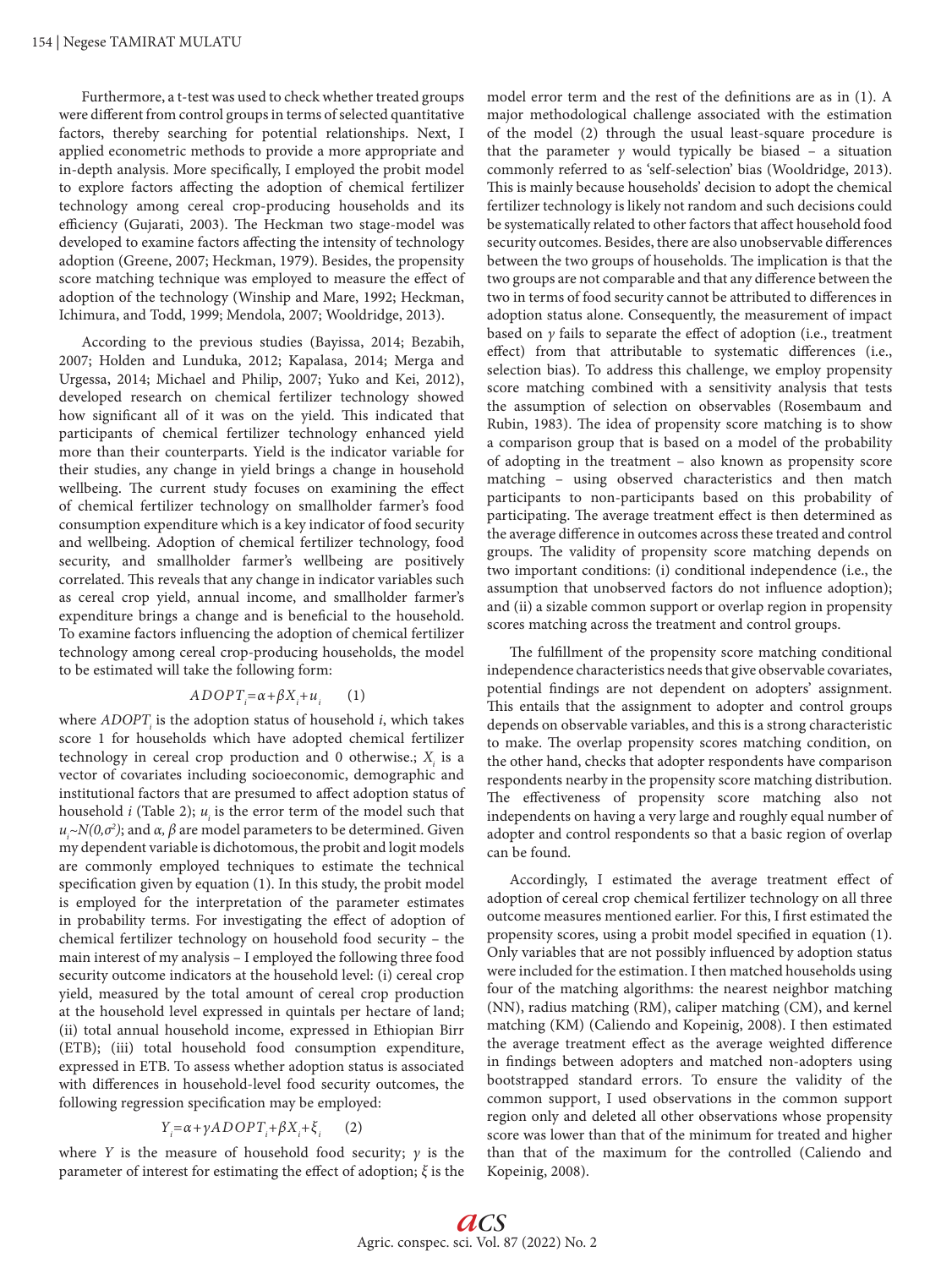Furthermore, a t-test was used to check whether treated groups were different from control groups in terms of selected quantitative factors, thereby searching for potential relationships. Next, I applied econometric methods to provide a more appropriate and in-depth analysis. More specifically, I employed the probit model to explore factors affecting the adoption of chemical fertilizer technology among cereal crop-producing households and its efficiency (Gujarati, 2003). The Heckman two stage-model was developed to examine factors affecting the intensity of technology adoption (Greene, 2007; Heckman, 1979). Besides, the propensity score matching technique was employed to measure the effect of adoption of the technology (Winship and Mare, 1992; Heckman, Ichimura, and Todd, 1999; Mendola, 2007; Wooldridge, 2013).

According to the previous studies (Bayissa, 2014; Bezabih, 2007; Holden and Lunduka, 2012; Kapalasa, 2014; Merga and Urgessa, 2014; Michael and Philip, 2007; Yuko and Kei, 2012), developed research on chemical fertilizer technology showed how significant all of it was on the yield. This indicated that participants of chemical fertilizer technology enhanced yield more than their counterparts. Yield is the indicator variable for their studies, any change in yield brings a change in household wellbeing. The current study focuses on examining the effect of chemical fertilizer technology on smallholder farmer's food consumption expenditure which is a key indicator of food security and wellbeing. Adoption of chemical fertilizer technology, food security, and smallholder farmer's wellbeing are positively correlated. This reveals that any change in indicator variables such as cereal crop yield, annual income, and smallholder farmer's expenditure brings a change and is beneficial to the household. To examine factors influencing the adoption of chemical fertilizer technology among cereal crop-producing households, the model to be estimated will take the following form:

$$ADOPT_i = \alpha + \beta X_i + u_i \qquad (1)$$

where $ADOPT_i$ is the adoption status of household $i$, which takes score 1 for households which have adopted chemical fertilizer technology in cereal crop production and 0 otherwise.; $X_i$ is a vector of covariates including socioeconomic, demographic and institutional factors that are presumed to affect adoption status of household $i$ (Table 2); $u_i$ is the error term of the model such that $u_i \sim N(0,\sigma^2)$; and $\alpha$, $\beta$ are model parameters to be determined. Given my dependent variable is dichotomous, the probit and logit models are commonly employed techniques to estimate the technical specification given by equation (1). In this study, the probit model is employed for the interpretation of the parameter estimates in probability terms. For investigating the effect of adoption of chemical fertilizer technology on household food security – the main interest of my analysis – I employed the following three food security outcome indicators at the household level: (i) cereal crop yield, measured by the total amount of cereal crop production at the household level expressed in quintals per hectare of land; (ii) total annual household income, expressed in Ethiopian Birr (ETB); (iii) total household food consumption expenditure, expressed in ETB. To assess whether adoption status is associated with differences in household-level food security outcomes, the following regression specification may be employed:

$$Y_i = \alpha + \gamma ADOPT_i + \beta X_i + \xi_i \qquad (2)$$

where $Y$ is the measure of household food security; $\gamma$ is the parameter of interest for estimating the effect of adoption; $\xi$ is the model error term and the rest of the definitions are as in (1). A major methodological challenge associated with the estimation of the model (2) through the usual least-square procedure is that the parameter $\gamma$ would typically be biased – a situation commonly referred to as 'self-selection' bias (Wooldridge, 2013). This is mainly because households' decision to adopt the chemical fertilizer technology is likely not random and such decisions could be systematically related to other factors that affect household food security outcomes. Besides, there are also unobservable differences between the two groups of households. The implication is that the two groups are not comparable and that any difference between the two in terms of food security cannot be attributed to differences in adoption status alone. Consequently, the measurement of impact based on $\gamma$ fails to separate the effect of adoption (i.e., treatment effect) from that attributable to systematic differences (i.e., selection bias). To address this challenge, we employ propensity score matching combined with a sensitivity analysis that tests the assumption of selection on observables (Rosembaum and Rubin, 1983). The idea of propensity score matching is to show a comparison group that is based on a model of the probability of adopting in the treatment – also known as propensity score matching – using observed characteristics and then match participants to non-participants based on this probability of participating. The average treatment effect is then determined as the average difference in outcomes across these treated and control groups. The validity of propensity score matching depends on two important conditions: (i) conditional independence (i.e., the assumption that unobserved factors do not influence adoption); and (ii) a sizable common support or overlap region in propensity scores matching across the treatment and control groups.

The fulfillment of the propensity score matching conditional independence characteristics needs that give observable covariates, potential findings are not dependent on adopters' assignment. This entails that the assignment to adopter and control groups depends on observable variables, and this is a strong characteristic to make. The overlap propensity scores matching condition, on the other hand, checks that adopter respondents have comparison respondents nearby in the propensity score matching distribution. The effectiveness of propensity score matching also not independents on having a very large and roughly equal number of adopter and control respondents so that a basic region of overlap can be found.

Accordingly, I estimated the average treatment effect of adoption of cereal crop chemical fertilizer technology on all three outcome measures mentioned earlier. For this, I first estimated the propensity scores, using a probit model specified in equation (1). Only variables that are not possibly influenced by adoption status were included for the estimation. I then matched households using four of the matching algorithms: the nearest neighbor matching (NN), radius matching (RM), caliper matching (CM), and kernel matching (KM) (Caliendo and Kopeinig, 2008). I then estimated the average treatment effect as the average weighted difference in findings between adopters and matched non-adopters using bootstrapped standard errors. To ensure the validity of the common support, I used observations in the common support region only and deleted all other observations whose propensity score was lower than that of the minimum for treated and higher than that of the maximum for the controlled (Caliendo and Kopeinig, 2008).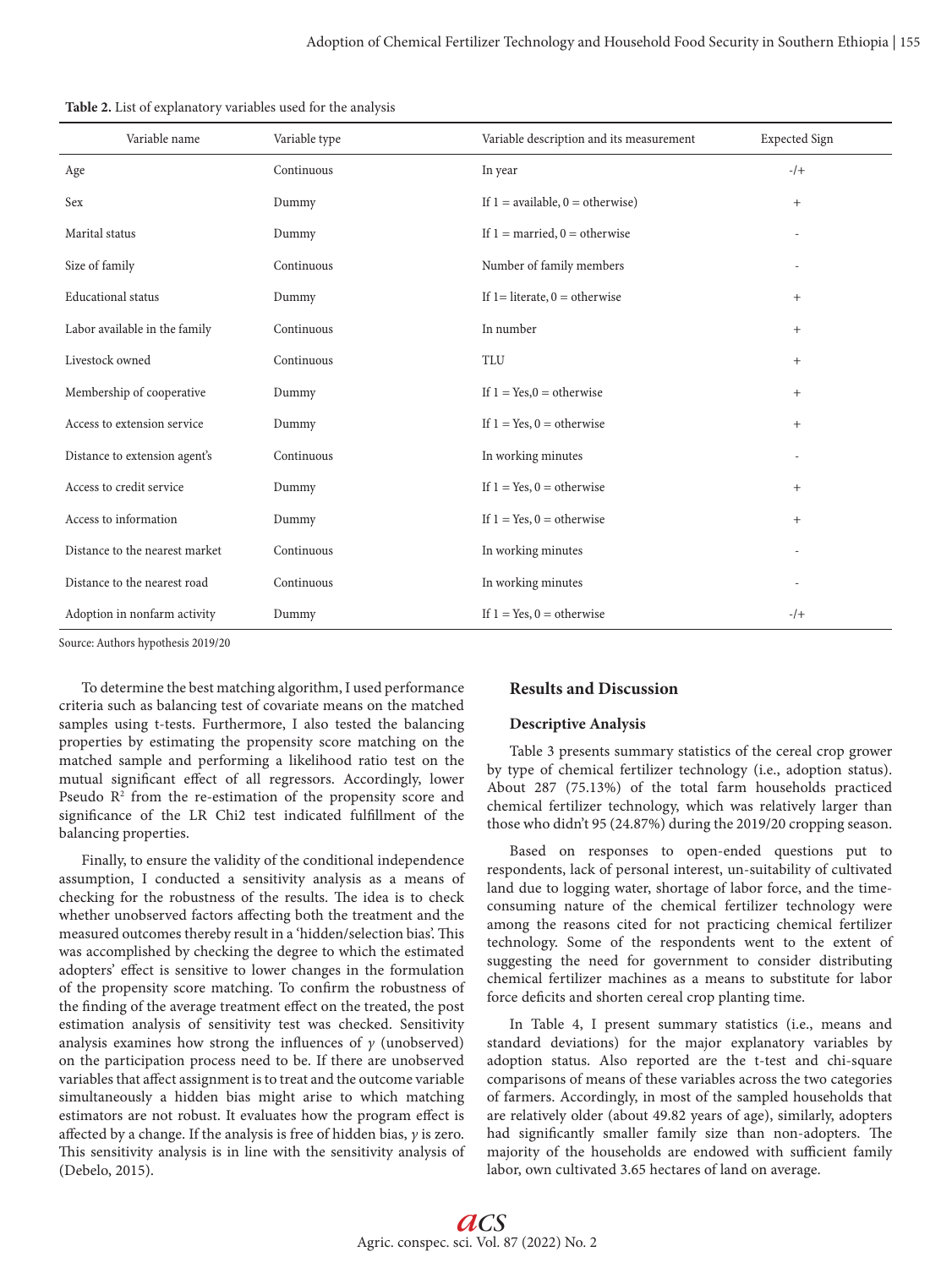**Table 2.** List of explanatory variables used for the analysis

| Variable name | Variable type | Variable description and its measurement | Expected Sign |
|---|---|---|---|
| Age | Continuous | In year | -/+ |
| Sex | Dummy | If 1 = available, 0 = otherwise) | + |
| Marital status | Dummy | If 1 = married, 0 = otherwise | - |
| Size of family | Continuous | Number of family members | - |
| Educational status | Dummy | If 1= literate, 0 = otherwise | + |
| Labor available in the family | Continuous | In number | + |
| Livestock owned | Continuous | TLU | + |
| Membership of cooperative | Dummy | If 1 = Yes,0 = otherwise | + |
| Access to extension service | Dummy | If 1 = Yes, 0 = otherwise | + |
| Distance to extension agent's | Continuous | In working minutes | - |
| Access to credit service | Dummy | If 1 = Yes, 0 = otherwise | + |
| Access to information | Dummy | If 1 = Yes, 0 = otherwise | + |
| Distance to the nearest market | Continuous | In working minutes | - |
| Distance to the nearest road | Continuous | In working minutes | - |
| Adoption in nonfarm activity | Dummy | If 1 = Yes, 0 = otherwise | -/+ |

Source: Authors hypothesis 2019/20

To determine the best matching algorithm, I used performance criteria such as balancing test of covariate means on the matched samples using t-tests. Furthermore, I also tested the balancing properties by estimating the propensity score matching on the matched sample and performing a likelihood ratio test on the mutual significant effect of all regressors. Accordingly, lower Pseudo $R^2$ from the re-estimation of the propensity score and significance of the LR Chi2 test indicated fulfillment of the balancing properties.

Finally, to ensure the validity of the conditional independence assumption, I conducted a sensitivity analysis as a means of checking for the robustness of the results. The idea is to check whether unobserved factors affecting both the treatment and the measured outcomes thereby result in a 'hidden/selection bias'. This was accomplished by checking the degree to which the estimated adopters' effect is sensitive to lower changes in the formulation of the propensity score matching. To confirm the robustness of the finding of the average treatment effect on the treated, the post estimation analysis of sensitivity test was checked. Sensitivity analysis examines how strong the influences of $\gamma$ (unobserved) on the participation process need to be. If there are unobserved variables that affect assignment is to treat and the outcome variable simultaneously a hidden bias might arise to which matching estimators are not robust. It evaluates how the program effect is affected by a change. If the analysis is free of hidden bias, $\gamma$ is zero. This sensitivity analysis is in line with the sensitivity analysis of (Debelo, 2015).

## Results and Discussion

### Descriptive Analysis

Table 3 presents summary statistics of the cereal crop grower by type of chemical fertilizer technology (i.e., adoption status). About 287 (75.13%) of the total farm households practiced chemical fertilizer technology, which was relatively larger than those who didn't 95 (24.87%) during the 2019/20 cropping season.

Based on responses to open-ended questions put to respondents, lack of personal interest, un-suitability of cultivated land due to logging water, shortage of labor force, and the time-consuming nature of the chemical fertilizer technology were among the reasons cited for not practicing chemical fertilizer technology. Some of the respondents went to the extent of suggesting the need for government to consider distributing chemical fertilizer machines as a means to substitute for labor force deficits and shorten cereal crop planting time.

In Table 4, I present summary statistics (i.e., means and standard deviations) for the major explanatory variables by adoption status. Also reported are the t-test and chi-square comparisons of means of these variables across the two categories of farmers. Accordingly, in most of the sampled households that are relatively older (about 49.82 years of age), similarly, adopters had significantly smaller family size than non-adopters. The majority of the households are endowed with sufficient family labor, own cultivated 3.65 hectares of land on average.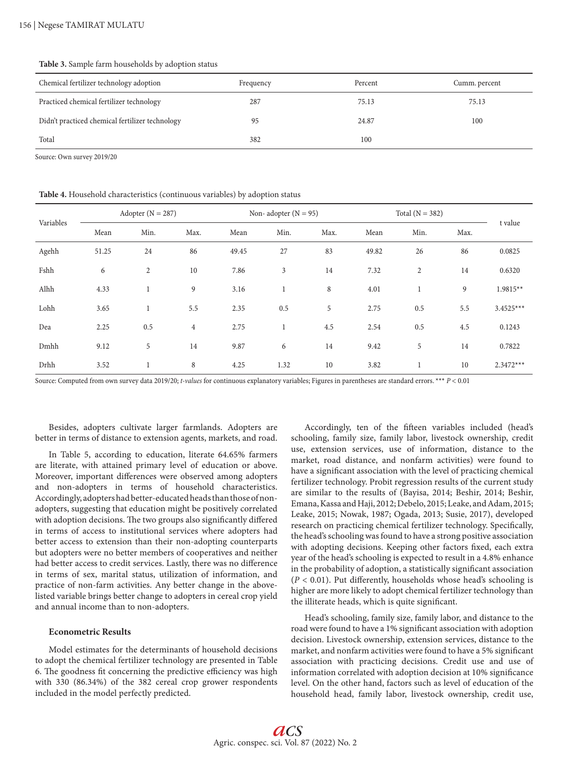**Table 3.** Sample farm households by adoption status

| Chemical fertilizer technology adoption | Frequency | Percent | Cumm. percent |
|---|---|---|---|
| Practiced chemical fertilizer technology | 287 | 75.13 | 75.13 |
| Didn't practiced chemical fertilizer technology | 95 | 24.87 | 100 |
| Total | 382 | 100 | |

Source: Own survey 2019/20

**Table 4.** Household characteristics (continuous variables) by adoption status

| Variables | Adopter (N = 287) | | | Non- adopter (N = 95) | | | Total (N = 382) | | | t value |
|---|---|---|---|---|---|---|---|---|---|---|
| | Mean | Min. | Max. | Mean | Min. | Max. | Mean | Min. | Max. | |
| Agehh | 51.25 | 24 | 86 | 49.45 | 27 | 83 | 49.82 | 26 | 86 | 0.0825 |
| Fshh | 6 | 2 | 10 | 7.86 | 3 | 14 | 7.32 | 2 | 14 | 0.6320 |
| Alhh | 4.33 | 1 | 9 | 3.16 | 1 | 8 | 4.01 | 1 | 9 | 1.9815** |
| Lohh | 3.65 | 1 | 5.5 | 2.35 | 0.5 | 5 | 2.75 | 0.5 | 5.5 | 3.4525*** |
| Dea | 2.25 | 0.5 | 4 | 2.75 | 1 | 4.5 | 2.54 | 0.5 | 4.5 | 0.1243 |
| Dmhh | 9.12 | 5 | 14 | 9.87 | 6 | 14 | 9.42 | 5 | 14 | 0.7822 |
| Drhh | 3.52 | 1 | 8 | 4.25 | 1.32 | 10 | 3.82 | 1 | 10 | 2.3472*** |

Source: Computed from own survey data 2019/20; *t-values* for continuous explanatory variables; Figures in parentheses are standard errors. *** $P < 0.01$

Besides, adopters cultivate larger farmlands. Adopters are better in terms of distance to extension agents, markets, and road.

In Table 5, according to education, literate 64.65% farmers are literate, with attained primary level of education or above. Moreover, important differences were observed among adopters and non-adopters in terms of household characteristics. Accordingly, adopters had better-educated heads than those of non-adopters, suggesting that education might be positively correlated with adoption decisions. The two groups also significantly differed in terms of access to institutional services where adopters had better access to extension than their non-adopting counterparts but adopters were no better members of cooperatives and neither had better access to credit services. Lastly, there was no difference in terms of sex, marital status, utilization of information, and practice of non-farm activities. Any better change in the above-listed variable brings better change to adopters in cereal crop yield and annual income than to non-adopters.

### Econometric Results

Model estimates for the determinants of household decisions to adopt the chemical fertilizer technology are presented in Table 6. The goodness fit concerning the predictive efficiency was high with 330 (86.34%) of the 382 cereal crop grower respondents included in the model perfectly predicted.

Accordingly, ten of the fifteen variables included (head's schooling, family size, family labor, livestock ownership, credit use, extension services, use of information, distance to the market, road distance, and nonfarm activities) were found to have a significant association with the level of practicing chemical fertilizer technology. Probit regression results of the current study are similar to the results of (Bayisa, 2014; Beshir, 2014; Beshir, Emana, Kassa and Haji, 2012; Debelo, 2015; Leake, and Adam, 2015; Leake, 2015; Nowak, 1987; Ogada, 2013; Susie, 2017), developed research on practicing chemical fertilizer technology. Specifically, the head's schooling was found to have a strong positive association with adopting decisions. Keeping other factors fixed, each extra year of the head's schooling is expected to result in a 4.8% enhance in the probability of adoption, a statistically significant association ($P < 0.01$). Put differently, households whose head's schooling is higher are more likely to adopt chemical fertilizer technology than the illiterate heads, which is quite significant.

Head's schooling, family size, family labor, and distance to the road were found to have a 1% significant association with adoption decision. Livestock ownership, extension services, distance to the market, and nonfarm activities were found to have a 5% significant association with practicing decisions. Credit use and use of information correlated with adoption decision at 10% significance level. On the other hand, factors such as level of education of the household head, family labor, livestock ownership, credit use,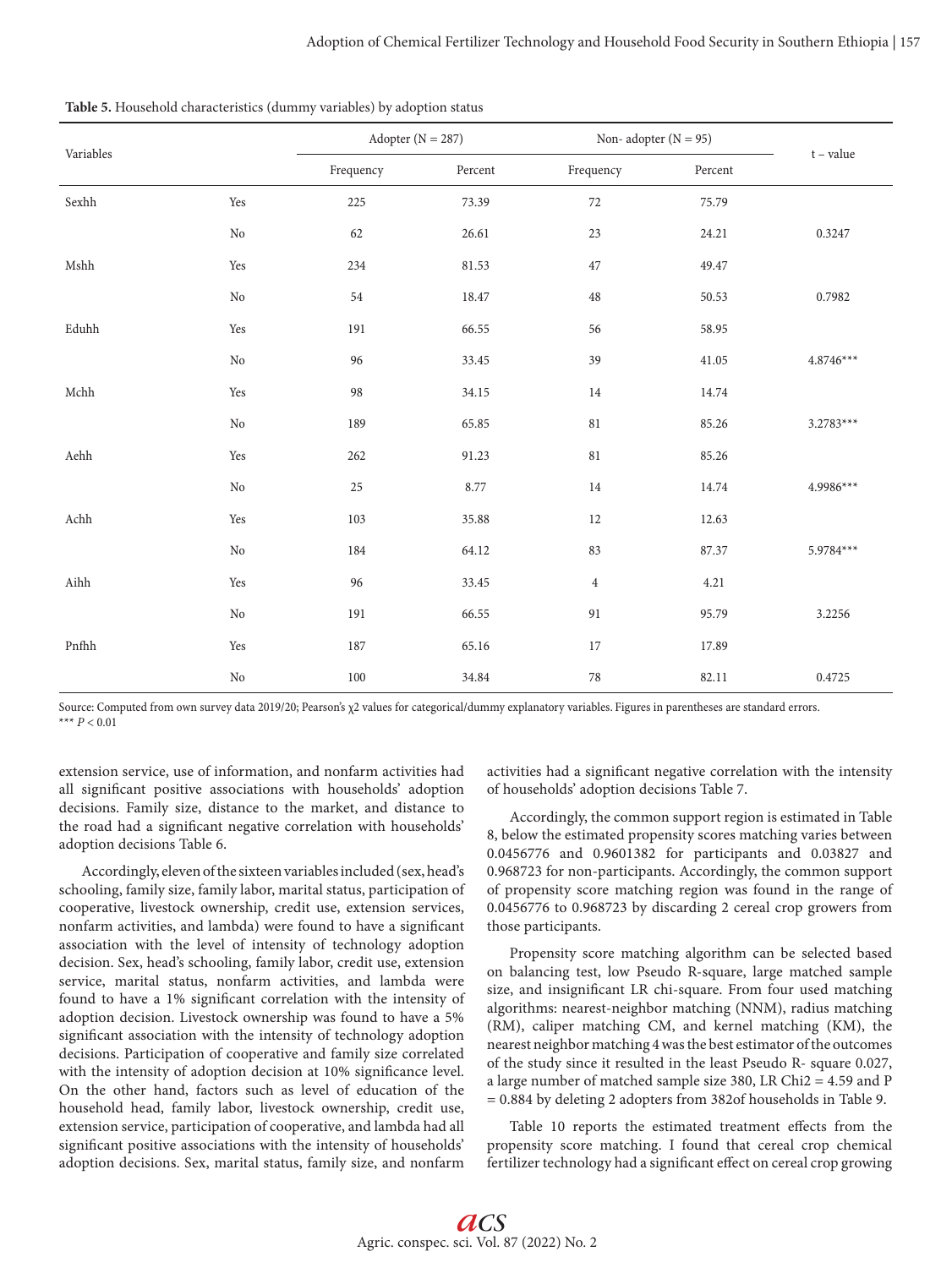**Table 5.** Household characteristics (dummy variables) by adoption status

| Variables | | Adopter (N = 287) | | Non- adopter (N = 95) | | t – value |
|---|---|---|---|---|---|---|
| | | Frequency | Percent | Frequency | Percent | |
| Sexhh | Yes | 225 | 73.39 | 72 | 75.79 | |
| | No | 62 | 26.61 | 23 | 24.21 | 0.3247 |
| Mshh | Yes | 234 | 81.53 | 47 | 49.47 | |
| | No | 54 | 18.47 | 48 | 50.53 | 0.7982 |
| Eduhh | Yes | 191 | 66.55 | 56 | 58.95 | |
| | No | 96 | 33.45 | 39 | 41.05 | 4.8746*** |
| Mchh | Yes | 98 | 34.15 | 14 | 14.74 | |
| | No | 189 | 65.85 | 81 | 85.26 | 3.2783*** |
| Aehh | Yes | 262 | 91.23 | 81 | 85.26 | |
| | No | 25 | 8.77 | 14 | 14.74 | 4.9986*** |
| Achh | Yes | 103 | 35.88 | 12 | 12.63 | |
| | No | 184 | 64.12 | 83 | 87.37 | 5.9784*** |
| Aihh | Yes | 96 | 33.45 | 4 | 4.21 | |
| | No | 191 | 66.55 | 91 | 95.79 | 3.2256 |
| Pnfhh | Yes | 187 | 65.16 | 17 | 17.89 | |
| | No | 100 | 34.84 | 78 | 82.11 | 0.4725 |

Source: Computed from own survey data 2019/20; Pearson's $\chi 2$ values for categorical/dummy explanatory variables. Figures in parentheses are standard errors.
*** $P < 0.01$

extension service, use of information, and nonfarm activities had all significant positive associations with households' adoption decisions. Family size, distance to the market, and distance to the road had a significant negative correlation with households' adoption decisions Table 6.

Accordingly, eleven of the sixteen variables included (sex, head's schooling, family size, family labor, marital status, participation of cooperative, livestock ownership, credit use, extension services, nonfarm activities, and lambda) were found to have a significant association with the level of intensity of technology adoption decision. Sex, head's schooling, family labor, credit use, extension service, marital status, nonfarm activities, and lambda were found to have a 1% significant correlation with the intensity of adoption decision. Livestock ownership was found to have a 5% significant association with the intensity of technology adoption decisions. Participation of cooperative and family size correlated with the intensity of adoption decision at 10% significance level. On the other hand, factors such as level of education of the household head, family labor, livestock ownership, credit use, extension service, participation of cooperative, and lambda had all significant positive associations with the intensity of households' adoption decisions. Sex, marital status, family size, and nonfarm activities had a significant negative correlation with the intensity of households' adoption decisions Table 7.

Accordingly, the common support region is estimated in Table 8, below the estimated propensity scores matching varies between 0.0456776 and 0.9601382 for participants and 0.03827 and 0.968723 for non-participants. Accordingly, the common support of propensity score matching region was found in the range of 0.0456776 to 0.968723 by discarding 2 cereal crop growers from those participants.

Propensity score matching algorithm can be selected based on balancing test, low Pseudo R-square, large matched sample size, and insignificant LR chi-square. From four used matching algorithms: nearest-neighbor matching (NNM), radius matching (RM), caliper matching CM, and kernel matching (KM), the nearest neighbor matching 4 was the best estimator of the outcomes of the study since it resulted in the least Pseudo R- square 0.027, a large number of matched sample size 380, LR Chi2 = 4.59 and P = 0.884 by deleting 2 adopters from 382of households in Table 9.

Table 10 reports the estimated treatment effects from the propensity score matching. I found that cereal crop chemical fertilizer technology had a significant effect on cereal crop growing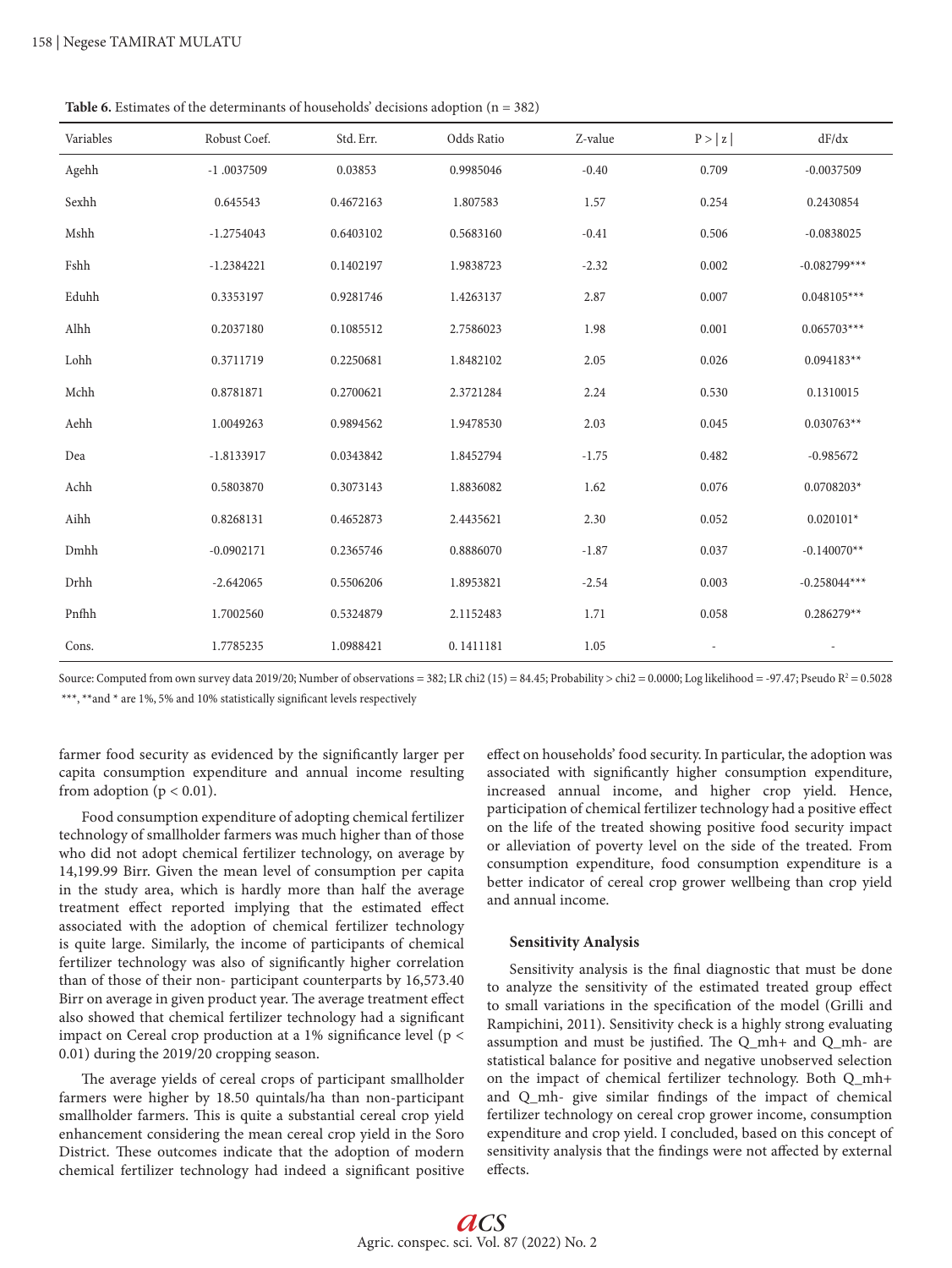**Table 6.** Estimates of the determinants of households' decisions adoption (n = 382)

| Variables | Robust Coef. | Std. Err. | Odds Ratio | Z-value | P > \|z\| | dF/dx |
|---|---|---|---|---|---|---|
| Agehh | -1 .0037509 | 0.03853 | 0.9985046 | -0.40 | 0.709 | -0.0037509 |
| Sexhh | 0.645543 | 0.4672163 | 1.807583 | 1.57 | 0.254 | 0.2430854 |
| Mshh | -1.2754043 | 0.6403102 | 0.5683160 | -0.41 | 0.506 | -0.0838025 |
| Fshh | -1.2384221 | 0.1402197 | 1.9838723 | -2.32 | 0.002 | -0.082799*** |
| Eduhh | 0.3353197 | 0.9281746 | 1.4263137 | 2.87 | 0.007 | 0.048105*** |
| Alhh | 0.2037180 | 0.1085512 | 2.7586023 | 1.98 | 0.001 | 0.065703*** |
| Lohh | 0.3711719 | 0.2250681 | 1.8482102 | 2.05 | 0.026 | 0.094183** |
| Mchh | 0.8781871 | 0.2700621 | 2.3721284 | 2.24 | 0.530 | 0.1310015 |
| Aehh | 1.0049263 | 0.9894562 | 1.9478530 | 2.03 | 0.045 | 0.030763** |
| Dea | -1.8133917 | 0.0343842 | 1.8452794 | -1.75 | 0.482 | -0.985672 |
| Achh | 0.5803870 | 0.3073143 | 1.8836082 | 1.62 | 0.076 | 0.0708203* |
| Aihh | 0.8268131 | 0.4652873 | 2.4435621 | 2.30 | 0.052 | 0.020101* |
| Dmhh | -0.0902171 | 0.2365746 | 0.8886070 | -1.87 | 0.037 | -0.140070** |
| Drhh | -2.642065 | 0.5506206 | 1.8953821 | -2.54 | 0.003 | -0.258044*** |
| Pnfhh | 1.7002560 | 0.5324879 | 2.1152483 | 1.71 | 0.058 | 0.286279** |
| Cons. | 1.7785235 | 1.0988421 | 0. 1411181 | 1.05 | - | - |

Source: Computed from own survey data 2019/20; Number of observations = 382; LR chi2 (15) = 84.45; Probability > chi2 = 0.0000; Log likelihood = -97.47; Pseudo $R^2$ = 0.5028
***, **and * are 1%, 5% and 10% statistically significant levels respectively

farmer food security as evidenced by the significantly larger per capita consumption expenditure and annual income resulting from adoption ($p < 0.01$).

Food consumption expenditure of adopting chemical fertilizer technology of smallholder farmers was much higher than of those who did not adopt chemical fertilizer technology, on average by 14,199.99 Birr. Given the mean level of consumption per capita in the study area, which is hardly more than half the average treatment effect reported implying that the estimated effect associated with the adoption of chemical fertilizer technology is quite large. Similarly, the income of participants of chemical fertilizer technology was also of significantly higher correlation than of those of their non- participant counterparts by 16,573.40 Birr on average in given product year. The average treatment effect also showed that chemical fertilizer technology had a significant impact on Cereal crop production at a 1% significance level ($p < 0.01$) during the 2019/20 cropping season.

The average yields of cereal crops of participant smallholder farmers were higher by 18.50 quintals/ha than non-participant smallholder farmers. This is quite a substantial cereal crop yield enhancement considering the mean cereal crop yield in the Soro District. These outcomes indicate that the adoption of modern chemical fertilizer technology had indeed a significant positive effect on households' food security. In particular, the adoption was associated with significantly higher consumption expenditure, increased annual income, and higher crop yield. Hence, participation of chemical fertilizer technology had a positive effect on the life of the treated showing positive food security impact or alleviation of poverty level on the side of the treated. From consumption expenditure, food consumption expenditure is a better indicator of cereal crop grower wellbeing than crop yield and annual income.

### Sensitivity Analysis

Sensitivity analysis is the final diagnostic that must be done to analyze the sensitivity of the estimated treated group effect to small variations in the specification of the model (Grilli and Rampichini, 2011). Sensitivity check is a highly strong evaluating assumption and must be justified. The Q_mh+ and Q_mh- are statistical balance for positive and negative unobserved selection on the impact of chemical fertilizer technology. Both Q_mh+ and Q_mh- give similar findings of the impact of chemical fertilizer technology on cereal crop grower income, consumption expenditure and crop yield. I concluded, based on this concept of sensitivity analysis that the findings were not affected by external effects.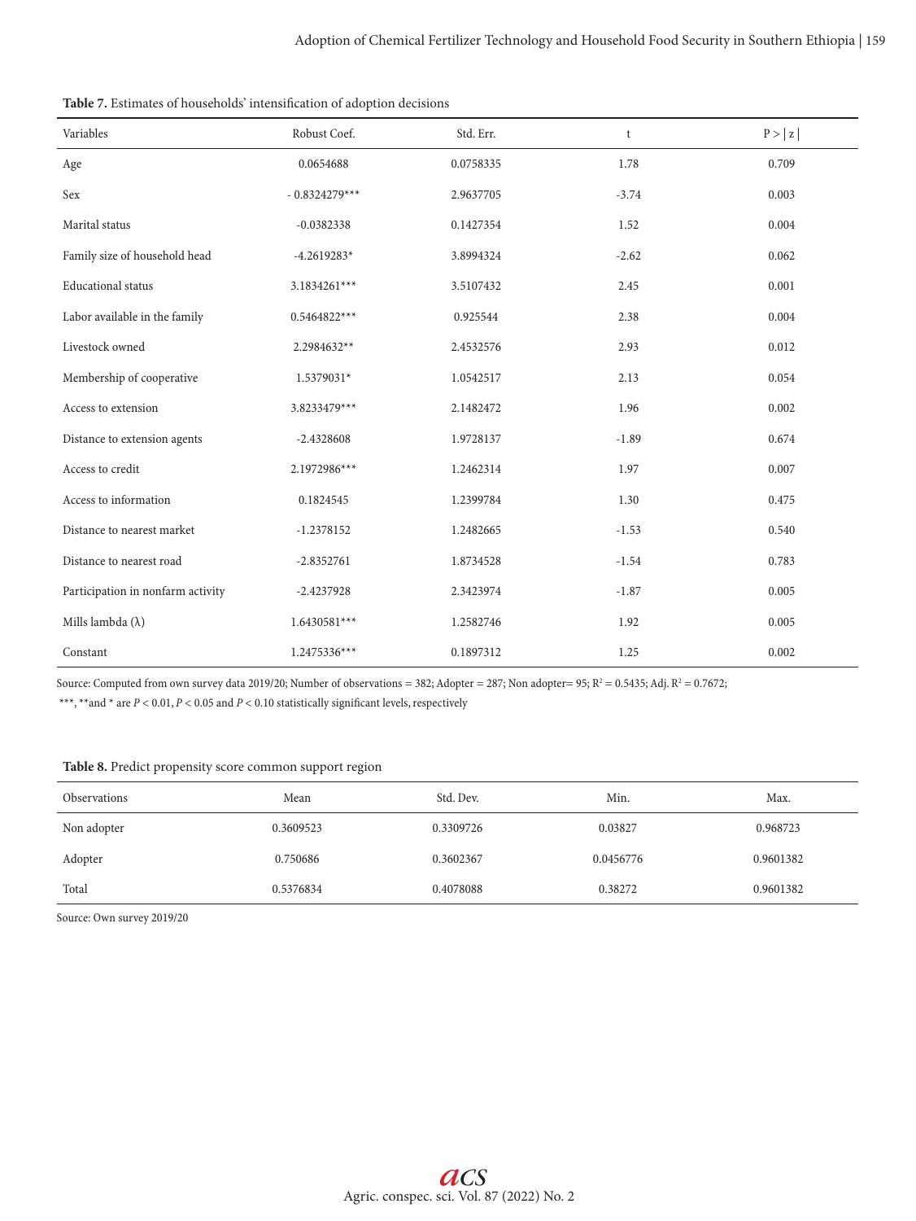**Table 7.** Estimates of households' intensification of adoption decisions

| Variables | Robust Coef. | Std. Err. | t | P > \| z \| |
|---|---|---|---|---|
| Age | 0.0654688 | 0.0758335 | 1.78 | 0.709 |
| Sex | - 0.8324279*** | 2.9637705 | -3.74 | 0.003 |
| Marital status | -0.0382338 | 0.1427354 | 1.52 | 0.004 |
| Family size of household head | -4.2619283* | 3.8994324 | -2.62 | 0.062 |
| Educational status | 3.1834261*** | 3.5107432 | 2.45 | 0.001 |
| Labor available in the family | 0.5464822*** | 0.925544 | 2.38 | 0.004 |
| Livestock owned | 2.2984632** | 2.4532576 | 2.93 | 0.012 |
| Membership of cooperative | 1.5379031* | 1.0542517 | 2.13 | 0.054 |
| Access to extension | 3.8233479*** | 2.1482472 | 1.96 | 0.002 |
| Distance to extension agents | -2.4328608 | 1.9728137 | -1.89 | 0.674 |
| Access to credit | 2.1972986*** | 1.2462314 | 1.97 | 0.007 |
| Access to information | 0.1824545 | 1.2399784 | 1.30 | 0.475 |
| Distance to nearest market | -1.2378152 | 1.2482665 | -1.53 | 0.540 |
| Distance to nearest road | -2.8352761 | 1.8734528 | -1.54 | 0.783 |
| Participation in nonfarm activity | -2.4237928 | 2.3423974 | -1.87 | 0.005 |
| Mills lambda (λ) | 1.6430581*** | 1.2582746 | 1.92 | 0.005 |
| Constant | 1.2475336*** | 0.1897312 | 1.25 | 0.002 |

Source: Computed from own survey data 2019/20; Number of observations = 382; Adopter = 287; Non adopter= 95; $R^2 = 0.5435$; Adj. $R^2 = 0.7672$;
***, **and * are $P < 0.01$, $P < 0.05$ and $P < 0.10$ statistically significant levels, respectively

**Table 8.** Predict propensity score common support region

| Observations | Mean | Std. Dev. | Min. | Max. |
|---|---|---|---|---|
| Non adopter | 0.3609523 | 0.3309726 | 0.03827 | 0.968723 |
| Adopter | 0.750686 | 0.3602367 | 0.0456776 | 0.9601382 |
| Total | 0.5376834 | 0.4078088 | 0.38272 | 0.9601382 |

Source: Own survey 2019/20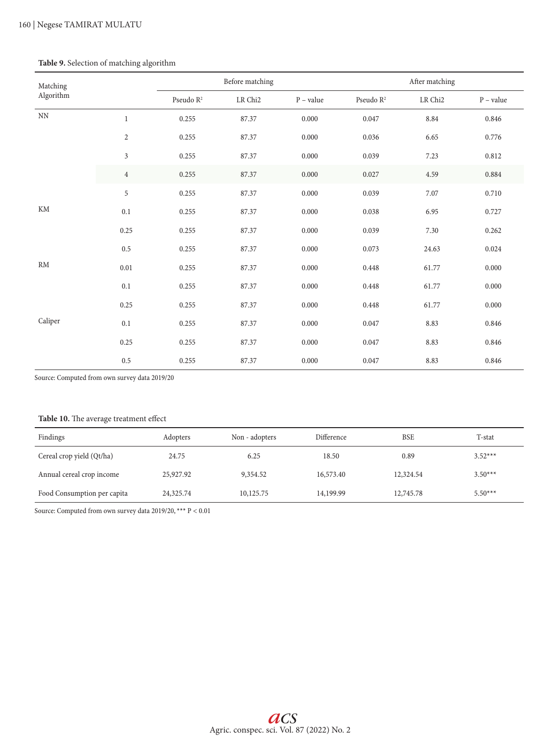**Table 9.** Selection of matching algorithm

| Matching Algorithm | | Before matching | | | After matching | | |
|---|---|---|---|---|---|---|---|
| | | Pseudo $R^2$ | LR Chi2 | P – value | Pseudo $R^2$ | LR Chi2 | P – value |
| NN | 1 | 0.255 | 87.37 | 0.000 | 0.047 | 8.84 | 0.846 |
| | 2 | 0.255 | 87.37 | 0.000 | 0.036 | 6.65 | 0.776 |
| | 3 | 0.255 | 87.37 | 0.000 | 0.039 | 7.23 | 0.812 |
| | 4 | 0.255 | 87.37 | 0.000 | 0.027 | 4.59 | 0.884 |
| | 5 | 0.255 | 87.37 | 0.000 | 0.039 | 7.07 | 0.710 |
| KM | 0.1 | 0.255 | 87.37 | 0.000 | 0.038 | 6.95 | 0.727 |
| | 0.25 | 0.255 | 87.37 | 0.000 | 0.039 | 7.30 | 0.262 |
| | 0.5 | 0.255 | 87.37 | 0.000 | 0.073 | 24.63 | 0.024 |
| RM | 0.01 | 0.255 | 87.37 | 0.000 | 0.448 | 61.77 | 0.000 |
| | 0.1 | 0.255 | 87.37 | 0.000 | 0.448 | 61.77 | 0.000 |
| | 0.25 | 0.255 | 87.37 | 0.000 | 0.448 | 61.77 | 0.000 |
| Caliper | 0.1 | 0.255 | 87.37 | 0.000 | 0.047 | 8.83 | 0.846 |
| | 0.25 | 0.255 | 87.37 | 0.000 | 0.047 | 8.83 | 0.846 |
| | 0.5 | 0.255 | 87.37 | 0.000 | 0.047 | 8.83 | 0.846 |

Source: Computed from own survey data 2019/20

**Table 10.** The average treatment effect

| Findings | Adopters | Non - adopters | Difference | BSE | T-stat |
|---|---|---|---|---|---|
| Cereal crop yield (Qt/ha) | 24.75 | 6.25 | 18.50 | 0.89 | 3.52*** |
| Annual cereal crop income | 25,927.92 | 9,354.52 | 16,573.40 | 12,324.54 | 3.50*** |
| Food Consumption per capita | 24,325.74 | 10,125.75 | 14,199.99 | 12,745.78 | 5.50*** |

Source: Computed from own survey data 2019/20, *** $P < 0.01$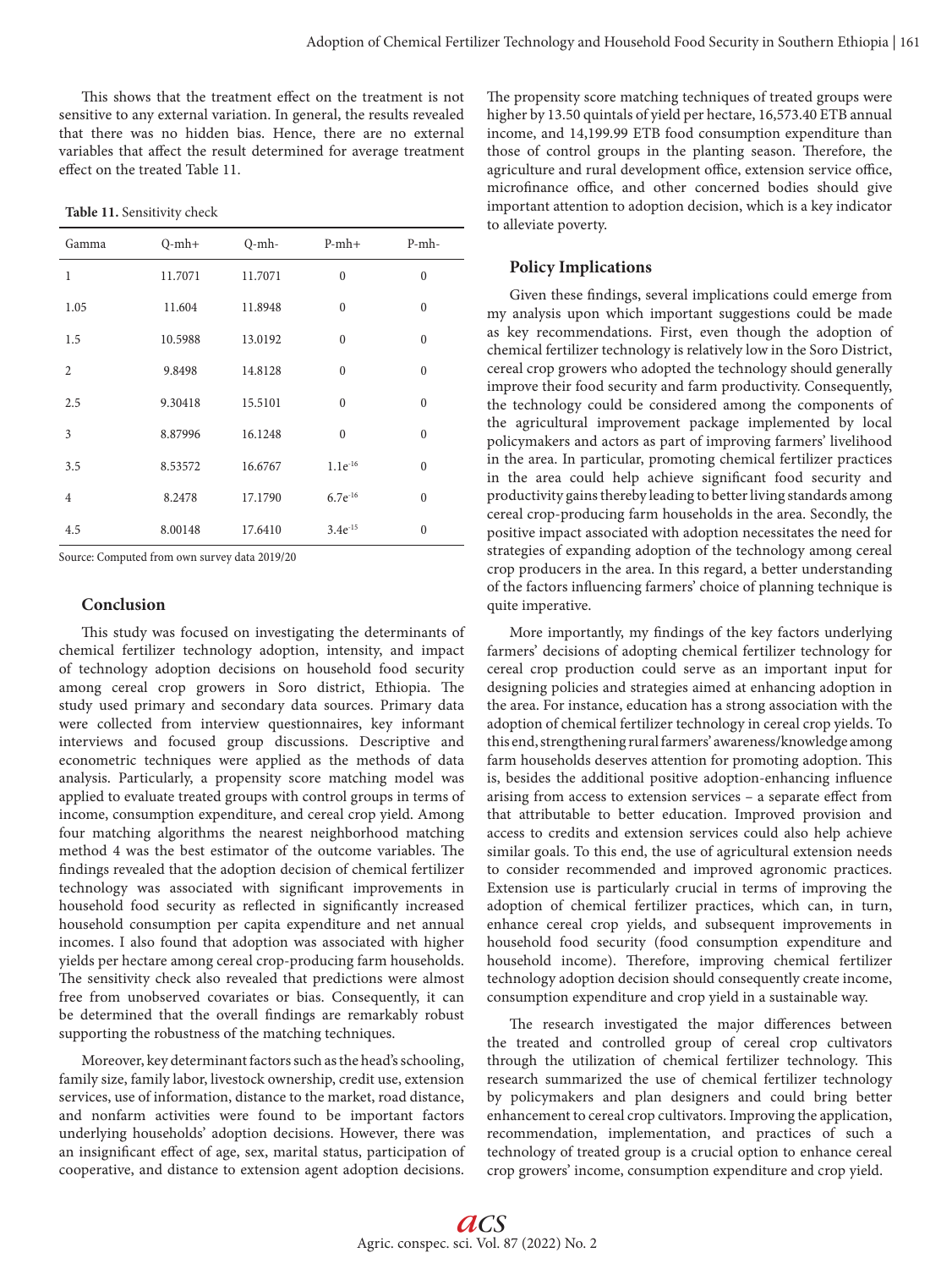This shows that the treatment effect on the treatment is not sensitive to any external variation. In general, the results revealed that there was no hidden bias. Hence, there are no external variables that affect the result determined for average treatment effect on the treated Table 11.

**Table 11.** Sensitivity check

| Gamma | Q-mh+ | Q-mh- | P-mh+ | P-mh- |
|---|---|---|---|---|
| 1 | 11.7071 | 11.7071 | 0 | 0 |
| 1.05 | 11.604 | 11.8948 | 0 | 0 |
| 1.5 | 10.5988 | 13.0192 | 0 | 0 |
| 2 | 9.8498 | 14.8128 | 0 | 0 |
| 2.5 | 9.30418 | 15.5101 | 0 | 0 |
| 3 | 8.87996 | 16.1248 | 0 | 0 |
| 3.5 | 8.53572 | 16.6767 | $1.1e^{-16}$ | 0 |
| 4 | 8.2478 | 17.1790 | $6.7e^{-16}$ | 0 |
| 4.5 | 8.00148 | 17.6410 | $3.4e^{-15}$ | 0 |

Source: Computed from own survey data 2019/20

## Conclusion

This study was focused on investigating the determinants of chemical fertilizer technology adoption, intensity, and impact of technology adoption decisions on household food security among cereal crop growers in Soro district, Ethiopia. The study used primary and secondary data sources. Primary data were collected from interview questionnaires, key informant interviews and focused group discussions. Descriptive and econometric techniques were applied as the methods of data analysis. Particularly, a propensity score matching model was applied to evaluate treated groups with control groups in terms of income, consumption expenditure, and cereal crop yield. Among four matching algorithms the nearest neighborhood matching method 4 was the best estimator of the outcome variables. The findings revealed that the adoption decision of chemical fertilizer technology was associated with significant improvements in household food security as reflected in significantly increased household consumption per capita expenditure and net annual incomes. I also found that adoption was associated with higher yields per hectare among cereal crop-producing farm households. The sensitivity check also revealed that predictions were almost free from unobserved covariates or bias. Consequently, it can be determined that the overall findings are remarkably robust supporting the robustness of the matching techniques.

Moreover, key determinant factors such as the head's schooling, family size, family labor, livestock ownership, credit use, extension services, use of information, distance to the market, road distance, and nonfarm activities were found to be important factors underlying households' adoption decisions. However, there was an insignificant effect of age, sex, marital status, participation of cooperative, and distance to extension agent adoption decisions. The propensity score matching techniques of treated groups were higher by 13.50 quintals of yield per hectare, 16,573.40 ETB annual income, and 14,199.99 ETB food consumption expenditure than those of control groups in the planting season. Therefore, the agriculture and rural development office, extension service office, microfinance office, and other concerned bodies should give important attention to adoption decision, which is a key indicator to alleviate poverty.

### Policy Implications

Given these findings, several implications could emerge from my analysis upon which important suggestions could be made as key recommendations. First, even though the adoption of chemical fertilizer technology is relatively low in the Soro District, cereal crop growers who adopted the technology should generally improve their food security and farm productivity. Consequently, the technology could be considered among the components of the agricultural improvement package implemented by local policymakers and actors as part of improving farmers' livelihood in the area. In particular, promoting chemical fertilizer practices in the area could help achieve significant food security and productivity gains thereby leading to better living standards among cereal crop-producing farm households in the area. Secondly, the positive impact associated with adoption necessitates the need for strategies of expanding adoption of the technology among cereal crop producers in the area. In this regard, a better understanding of the factors influencing farmers' choice of planning technique is quite imperative.

More importantly, my findings of the key factors underlying farmers' decisions of adopting chemical fertilizer technology for cereal crop production could serve as an important input for designing policies and strategies aimed at enhancing adoption in the area. For instance, education has a strong association with the adoption of chemical fertilizer technology in cereal crop yields. To this end, strengthening rural farmers' awareness/knowledge among farm households deserves attention for promoting adoption. This is, besides the additional positive adoption-enhancing influence arising from access to extension services – a separate effect from that attributable to better education. Improved provision and access to credits and extension services could also help achieve similar goals. To this end, the use of agricultural extension needs to consider recommended and improved agronomic practices. Extension use is particularly crucial in terms of improving the adoption of chemical fertilizer practices, which can, in turn, enhance cereal crop yields, and subsequent improvements in household food security (food consumption expenditure and household income). Therefore, improving chemical fertilizer technology adoption decision should consequently create income, consumption expenditure and crop yield in a sustainable way.

The research investigated the major differences between the treated and controlled group of cereal crop cultivators through the utilization of chemical fertilizer technology. This research summarized the use of chemical fertilizer technology by policymakers and plan designers and could bring better enhancement to cereal crop cultivators. Improving the application, recommendation, implementation, and practices of such a technology of treated group is a crucial option to enhance cereal crop growers' income, consumption expenditure and crop yield.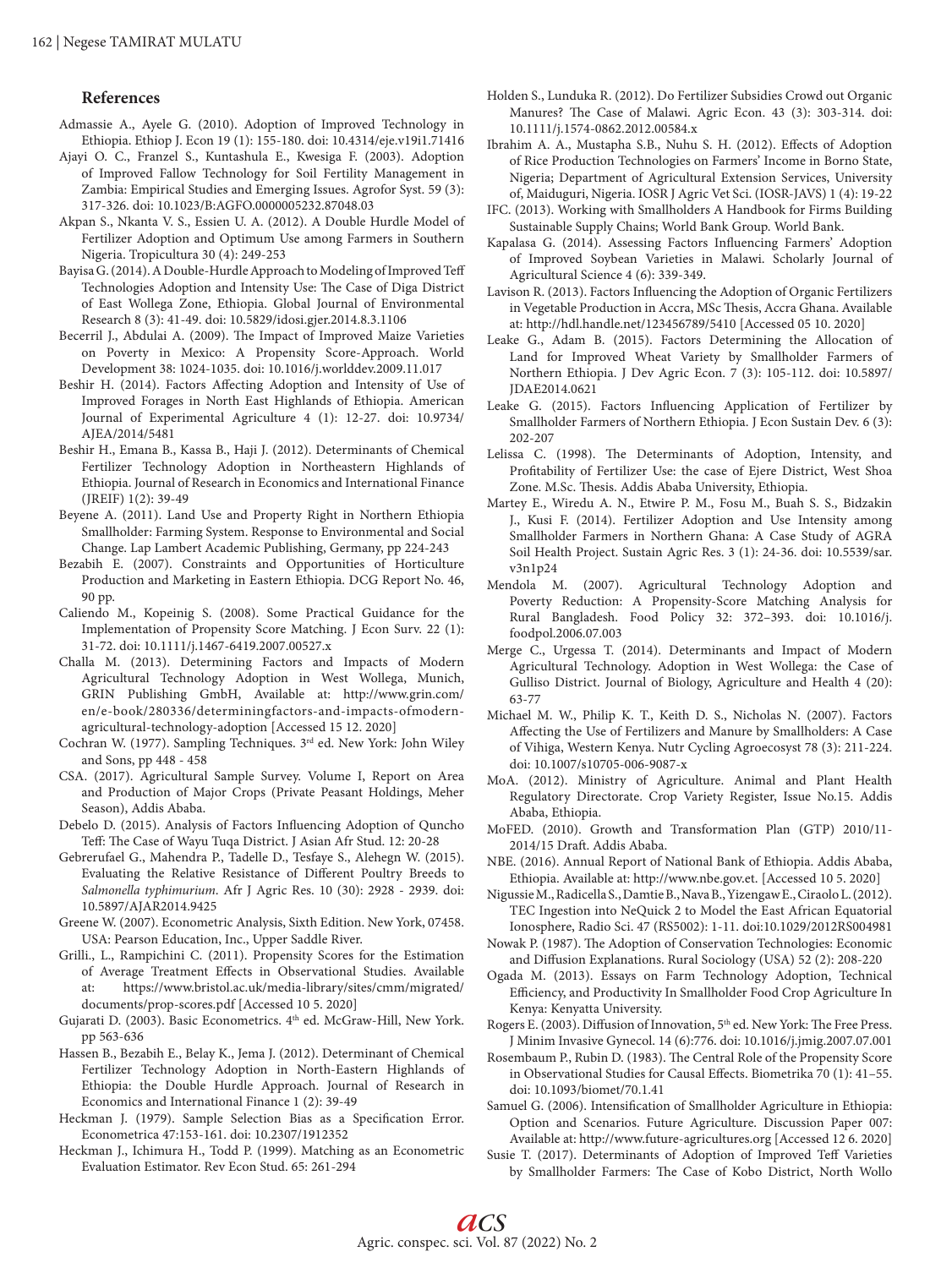## References

Admassie A., Ayele G. (2010). Adoption of Improved Technology in Ethiopia. Ethiop J. Econ 19 (1): 155-180. doi: 10.4314/eje.v19i1.71416

Ajayi O. C., Franzel S., Kuntashula E., Kwesiga F. (2003). Adoption of Improved Fallow Technology for Soil Fertility Management in Zambia: Empirical Studies and Emerging Issues. Agrofor Syst. 59 (3): 317-326. doi: 10.1023/B:AGFO.0000005232.87048.03

Akpan S., Nkanta V. S., Essien U. A. (2012). A Double Hurdle Model of Fertilizer Adoption and Optimum Use among Farmers in Southern Nigeria. Tropicultura 30 (4): 249-253

Bayisa G. (2014). A Double-Hurdle Approach to Modeling of Improved Teff Technologies Adoption and Intensity Use: The Case of Diga District of East Wollega Zone, Ethiopia. Global Journal of Environmental Research 8 (3): 41-49. doi: 10.5829/idosi.gjer.2014.8.3.1106

Becerril J., Abdulai A. (2009). The Impact of Improved Maize Varieties on Poverty in Mexico: A Propensity Score-Approach. World Development 38: 1024-1035. doi: 10.1016/j.worlddev.2009.11.017

Beshir H. (2014). Factors Affecting Adoption and Intensity of Use of Improved Forages in North East Highlands of Ethiopia. American Journal of Experimental Agriculture 4 (1): 12-27. doi: 10.9734/AJEA/2014/5481

Beshir H., Emana B., Kassa B., Haji J. (2012). Determinants of Chemical Fertilizer Technology Adoption in Northeastern Highlands of Ethiopia. Journal of Research in Economics and International Finance (JREIF) 1(2): 39-49

Beyene A. (2011). Land Use and Property Right in Northern Ethiopia Smallholder: Farming System. Response to Environmental and Social Change. Lap Lambert Academic Publishing, Germany, pp 224-243

Bezabih E. (2007). Constraints and Opportunities of Horticulture Production and Marketing in Eastern Ethiopia. DCG Report No. 46, 90 pp.

Caliendo M., Kopeinig S. (2008). Some Practical Guidance for the Implementation of Propensity Score Matching. J Econ Surv. 22 (1): 31-72. doi: 10.1111/j.1467-6419.2007.00527.x

Challa M. (2013). Determining Factors and Impacts of Modern Agricultural Technology Adoption in West Wollega, Munich, GRIN Publishing GmbH, Available at: http://www.grin.com/en/e-book/280336/determiningfactors-and-impacts-ofmodern-agricultural-technology-adoption [Accessed 15 12. 2020]

Cochran W. (1977). Sampling Techniques. 3rd ed. New York: John Wiley and Sons, pp 448 - 458

CSA. (2017). Agricultural Sample Survey. Volume I, Report on Area and Production of Major Crops (Private Peasant Holdings, Meher Season), Addis Ababa.

Debelo D. (2015). Analysis of Factors Influencing Adoption of Quncho Teff: The Case of Wayu Tuqa District. J Asian Afr Stud. 12: 20-28

Gebrerufael G., Mahendra P., Tadelle D., Tesfaye S., Alehegn W. (2015). Evaluating the Relative Resistance of Different Poultry Breeds to *Salmonella typhimurium*. Afr J Agric Res. 10 (30): 2928 - 2939. doi: 10.5897/AJAR2014.9425

Greene W. (2007). Econometric Analysis, Sixth Edition. New York, 07458. USA: Pearson Education, Inc., Upper Saddle River.

Grilli., L., Rampichini C. (2011). Propensity Scores for the Estimation of Average Treatment Effects in Observational Studies. Available at: https://www.bristol.ac.uk/media-library/sites/cmm/migrated/documents/prop-scores.pdf [Accessed 10 5. 2020]

Gujarati D. (2003). Basic Econometrics. 4th ed. McGraw-Hill, New York. pp 563-636

Hassen B., Bezabih E., Belay K., Jema J. (2012). Determinant of Chemical Fertilizer Technology Adoption in North-Eastern Highlands of Ethiopia: the Double Hurdle Approach. Journal of Research in Economics and International Finance 1 (2): 39-49

Heckman J. (1979). Sample Selection Bias as a Specification Error. Econometrica 47:153-161. doi: 10.2307/1912352

Heckman J., Ichimura H., Todd P. (1999). Matching as an Econometric Evaluation Estimator. Rev Econ Stud. 65: 261-294

Holden S., Lunduka R. (2012). Do Fertilizer Subsidies Crowd out Organic Manures? The Case of Malawi. Agric Econ. 43 (3): 303-314. doi: 10.1111/j.1574-0862.2012.00584.x

Ibrahim A. A., Mustapha S.B., Nuhu S. H. (2012). Effects of Adoption of Rice Production Technologies on Farmers' Income in Borno State, Nigeria; Department of Agricultural Extension Services, University of, Maiduguri, Nigeria. IOSR J Agric Vet Sci. (IOSR-JAVS) 1 (4): 19-22

IFC. (2013). Working with Smallholders A Handbook for Firms Building Sustainable Supply Chains; World Bank Group. World Bank.

Kapalasa G. (2014). Assessing Factors Influencing Farmers' Adoption of Improved Soybean Varieties in Malawi. Scholarly Journal of Agricultural Science 4 (6): 339-349.

Lavison R. (2013). Factors Influencing the Adoption of Organic Fertilizers in Vegetable Production in Accra, MSc Thesis, Accra Ghana. Available at: http://hdl.handle.net/123456789/5410 [Accessed 05 10. 2020]

Leake G., Adam B. (2015). Factors Determining the Allocation of Land for Improved Wheat Variety by Smallholder Farmers of Northern Ethiopia. J Dev Agric Econ. 7 (3): 105-112. doi: 10.5897/JDAE2014.0621

Leake G. (2015). Factors Influencing Application of Fertilizer by Smallholder Farmers of Northern Ethiopia. J Econ Sustain Dev. 6 (3): 202-207

Lelissa C. (1998). The Determinants of Adoption, Intensity, and Profitability of Fertilizer Use: the case of Ejere District, West Shoa Zone. M.Sc. Thesis. Addis Ababa University, Ethiopia.

Martey E., Wiredu A. N., Etwire P. M., Fosu M., Buah S. S., Bidzakin J., Kusi F. (2014). Fertilizer Adoption and Use Intensity among Smallholder Farmers in Northern Ghana: A Case Study of AGRA Soil Health Project. Sustain Agric Res. 3 (1): 24-36. doi: 10.5539/sar.v3n1p24

Mendola M. (2007). Agricultural Technology Adoption and Poverty Reduction: A Propensity-Score Matching Analysis for Rural Bangladesh. Food Policy 32: 372–393. doi: 10.1016/j.foodpol.2006.07.003

Merge C., Urgessa T. (2014). Determinants and Impact of Modern Agricultural Technology. Adoption in West Wollega: the Case of Gulliso District. Journal of Biology, Agriculture and Health 4 (20): 63-77

Michael M. W., Philip K. T., Keith D. S., Nicholas N. (2007). Factors Affecting the Use of Fertilizers and Manure by Smallholders: A Case of Vihiga, Western Kenya. Nutr Cycling Agroecosyst 78 (3): 211-224. doi: 10.1007/s10705-006-9087-x

MoA. (2012). Ministry of Agriculture. Animal and Plant Health Regulatory Directorate. Crop Variety Register, Issue No.15. Addis Ababa, Ethiopia.

MoFED. (2010). Growth and Transformation Plan (GTP) 2010/11-2014/15 Draft. Addis Ababa.

NBE. (2016). Annual Report of National Bank of Ethiopia. Addis Ababa, Ethiopia. Available at: http://www.nbe.gov.et. [Accessed 10 5. 2020]

Nigussie M., Radicella S., Damtie B., Nava B., Yizengaw E., Ciraolo L. (2012). TEC Ingestion into NeQuick 2 to Model the East African Equatorial Ionosphere, Radio Sci. 47 (RS5002): 1-11. doi:10.1029/2012RS004981

Nowak P. (1987). The Adoption of Conservation Technologies: Economic and Diffusion Explanations. Rural Sociology (USA) 52 (2): 208-220

Ogada M. (2013). Essays on Farm Technology Adoption, Technical Efficiency, and Productivity In Smallholder Food Crop Agriculture In Kenya: Kenyatta University.

Rogers E. (2003). Diffusion of Innovation, 5th ed. New York: The Free Press. J Minim Invasive Gynecol. 14 (6):776. doi: 10.1016/j.jmig.2007.07.001

Rosembaum P., Rubin D. (1983). The Central Role of the Propensity Score in Observational Studies for Causal Effects. Biometrika 70 (1): 41–55. doi: 10.1093/biomet/70.1.41

Samuel G. (2006). Intensification of Smallholder Agriculture in Ethiopia: Option and Scenarios. Future Agriculture. Discussion Paper 007: Available at: http://www.future-agricultures.org [Accessed 12 6. 2020]

Susie T. (2017). Determinants of Adoption of Improved Teff Varieties by Smallholder Farmers: The Case of Kobo District, North Wollo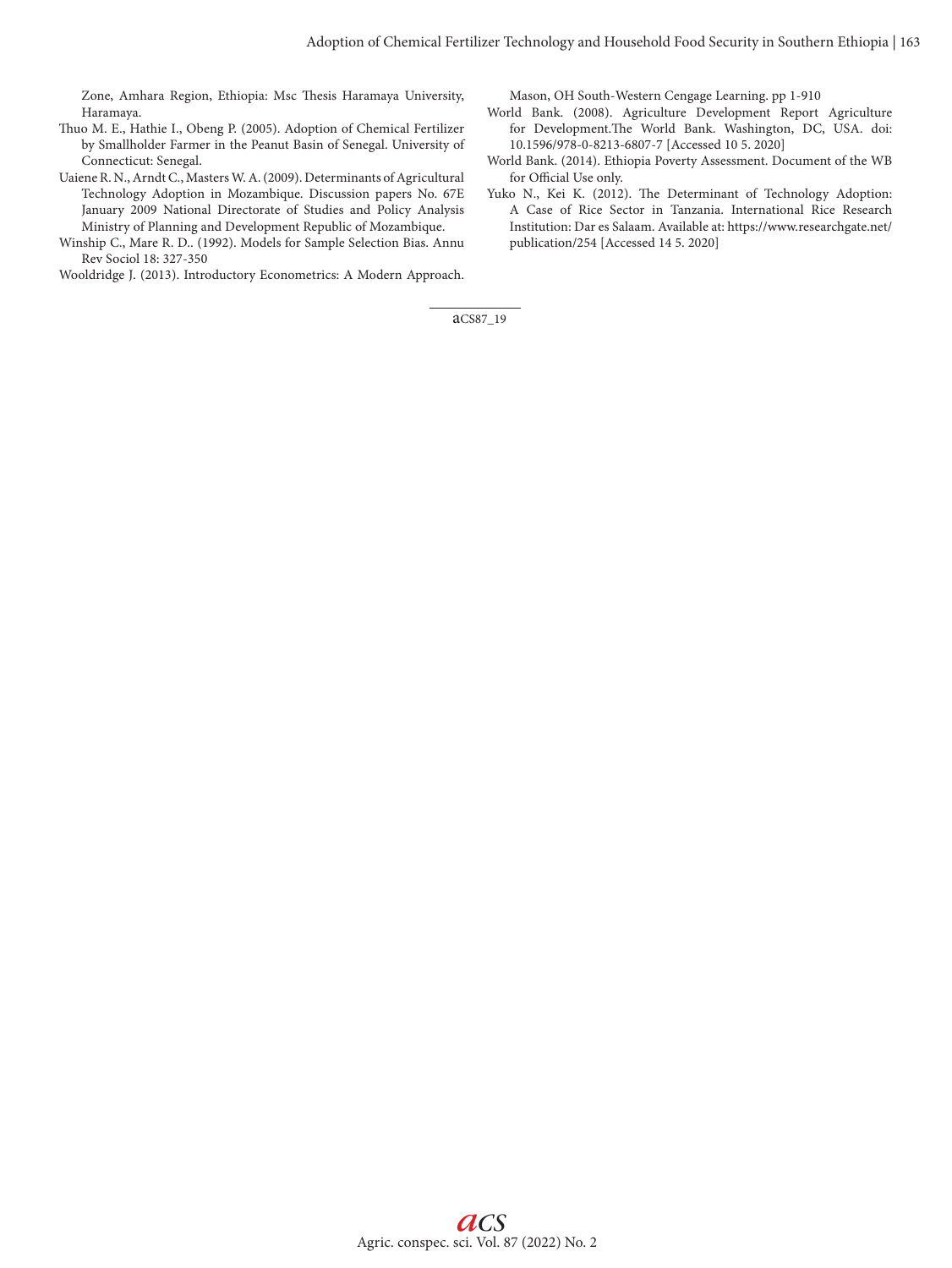Zone, Amhara Region, Ethiopia: Msc Thesis Haramaya University, Haramaya.

Thuo M. E., Hathie I., Obeng P. (2005). Adoption of Chemical Fertilizer by Smallholder Farmer in the Peanut Basin of Senegal. University of Connecticut: Senegal.

Uaiene R. N., Arndt C., Masters W. A. (2009). Determinants of Agricultural Technology Adoption in Mozambique. Discussion papers No. 67E January 2009 National Directorate of Studies and Policy Analysis Ministry of Planning and Development Republic of Mozambique.

Winship C., Mare R. D.. (1992). Models for Sample Selection Bias. Annu Rev Sociol 18: 327-350

Wooldridge J. (2013). Introductory Econometrics: A Modern Approach. Mason, OH South-Western Cengage Learning. pp 1-910

World Bank. (2008). Agriculture Development Report Agriculture for Development.The World Bank. Washington, DC, USA. doi: 10.1596/978-0-8213-6807-7 [Accessed 10 5. 2020]

World Bank. (2014). Ethiopia Poverty Assessment. Document of the WB for Official Use only.

Yuko N., Kei K. (2012). The Determinant of Technology Adoption: A Case of Rice Sector in Tanzania. International Rice Research Institution: Dar es Salaam. Available at: https://www.researchgate.net/publication/254 [Accessed 14 5. 2020]

aCS87_19